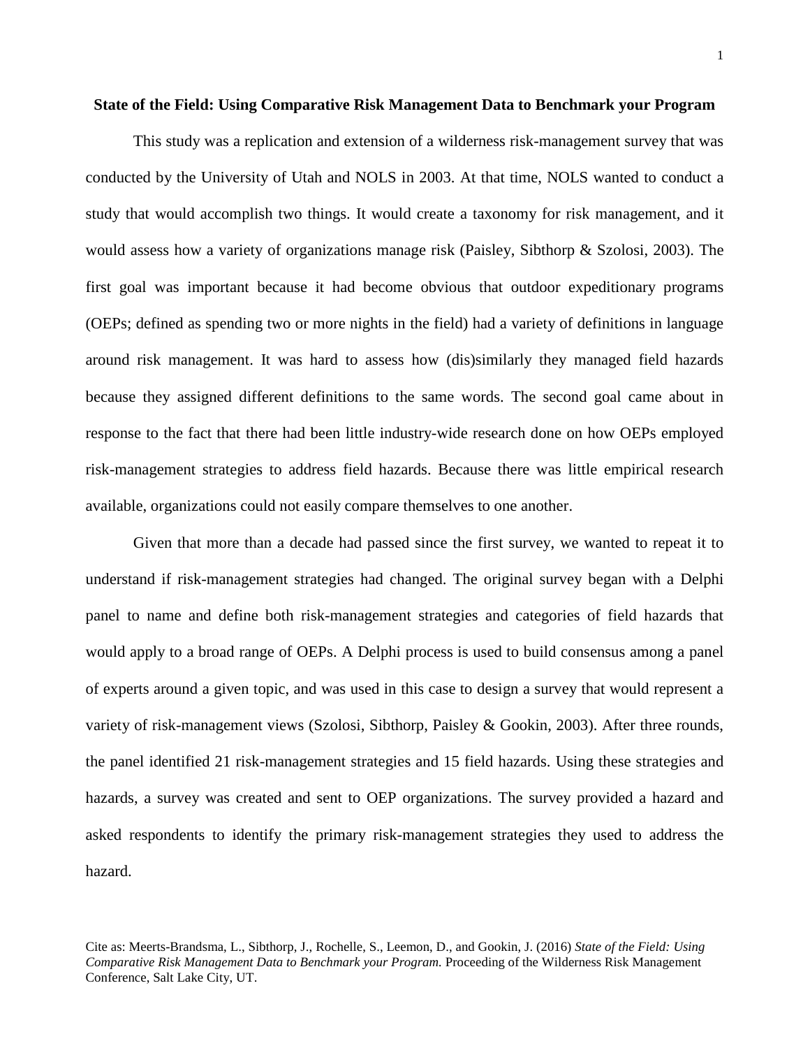# State of the Field: Using Comparative Risk Management Data to Benchmark your Program

This study was a replication and extension of a wilderness risk-management survey that was conducted by the University of Utah and NOLS in 2003. At that time, NOLS wanted to conduct a study that would accomplish two things. It would create a taxonomy for risk management, and it would assess how a variety of organizations manage risk (Paisley, Sibthorp & Szolosi, 2003). The first goal was important because it had become obvious that outdoor expeditionary programs (OEPs; defined as spending two or more nights in the field) had a variety of definitions in language around risk management. It was hard to assess how (dis)similarly they managed field hazards because they assigned different definitions to the same words. The second goal came about in response to the fact that there had been little industry-wide research done on how OEPs employed risk-management strategies to address field hazards. Because there was little empirical research available, organizations could not easily compare themselves to one another.

Given that more than a decade had passed since the first survey, we wanted to repeat it to understand if risk-management strategies had changed. The original survey began with a Delphi panel to name and define both risk-management strategies and categories of field hazards that would apply to a broad range of OEPs. A Delphi process is used to build consensus among a panel of experts around a given topic, and was used in this case to design a survey that would represent a variety of risk-management views (Szolosi, Sibthorp, Paisley & Gookin, 2003). After three rounds, the panel identified 21 risk-management strategies and 15 field hazards. Using these strategies and hazards, a survey was created and sent to OEP organizations. The survey provided a hazard and asked respondents to identify the primary risk-management strategies they used to address the hazard.

Cite as: Meerts-Brandsma, L., Sibthorp, J., Rochelle, S., Leemon, D., and Gookin, J. (2016) *State of the Field: Using Comparative Risk Management Data to Benchmark your Program.* Proceeding of the Wilderness Risk Management Conference, Salt Lake City, UT.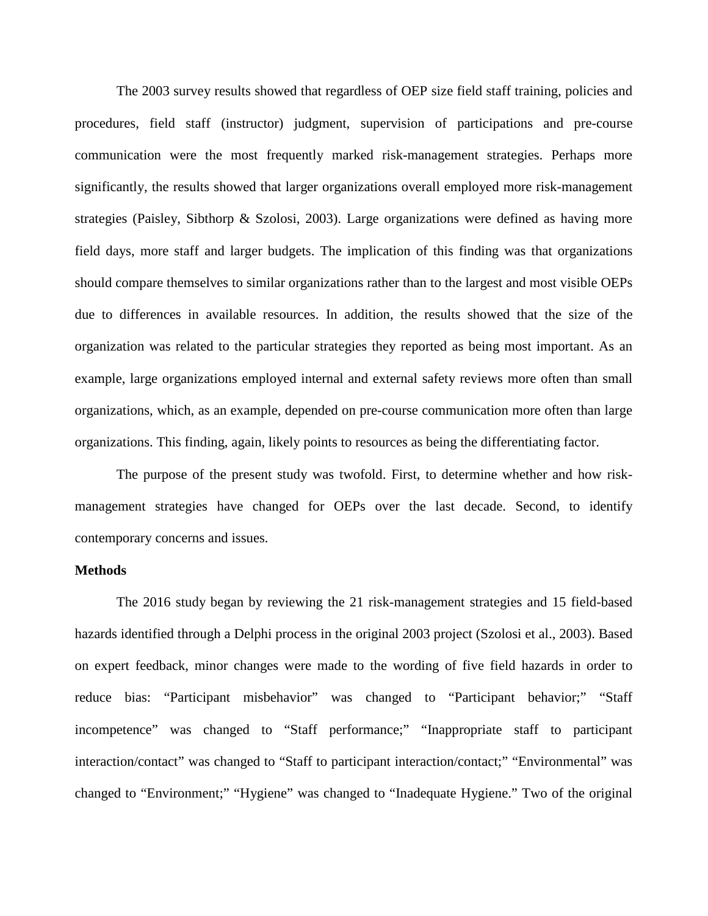The 2003 survey results showed that regardless of OEP size field staff training, policies and procedures, field staff (instructor) judgment, supervision of participations and pre-course communication were the most frequently marked risk-management strategies. Perhaps more significantly, the results showed that larger organizations overall employed more risk-management strategies (Paisley, Sibthorp & Szolosi, 2003). Large organizations were defined as having more field days, more staff and larger budgets. The implication of this finding was that organizations should compare themselves to similar organizations rather than to the largest and most visible OEPs due to differences in available resources. In addition, the results showed that the size of the organization was related to the particular strategies they reported as being most important. As an example, large organizations employed internal and external safety reviews more often than small organizations, which, as an example, depended on pre-course communication more often than large organizations. This finding, again, likely points to resources as being the differentiating factor.

The purpose of the present study was twofold. First, to determine whether and how risk-management strategies have changed for OEPs over the last decade. Second, to identify contemporary concerns and issues.

**Methods**

The 2016 study began by reviewing the 21 risk-management strategies and 15 field-based hazards identified through a Delphi process in the original 2003 project (Szolosi et al., 2003). Based on expert feedback, minor changes were made to the wording of five field hazards in order to reduce bias: "Participant misbehavior" was changed to "Participant behavior;" "Staff incompetence" was changed to "Staff performance;" "Inappropriate staff to participant interaction/contact" was changed to "Staff to participant interaction/contact;" "Environmental" was changed to "Environment;" "Hygiene" was changed to "Inadequate Hygiene." Two of the original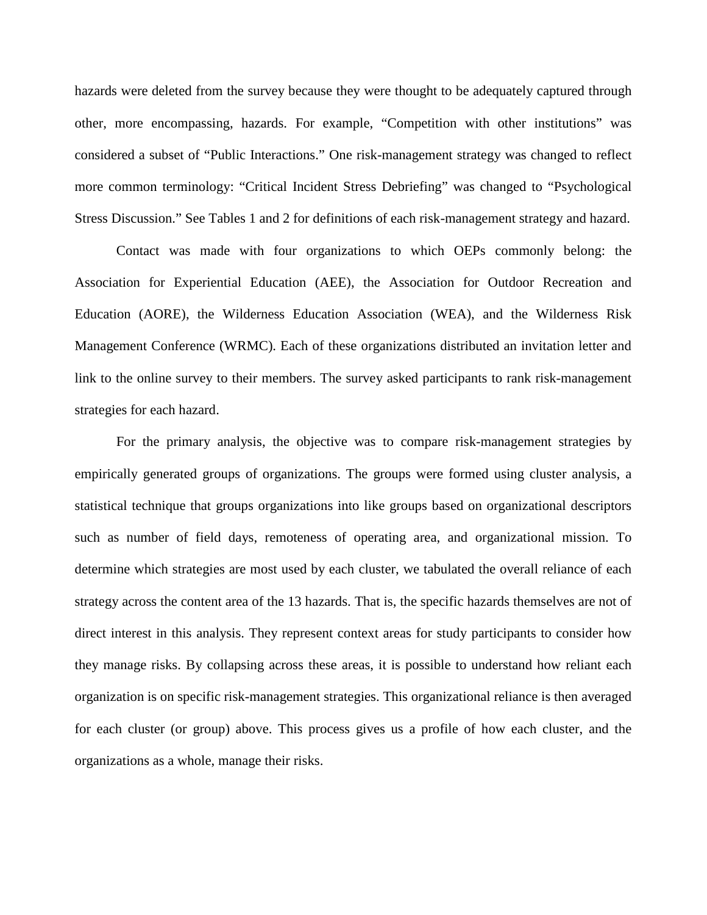hazards were deleted from the survey because they were thought to be adequately captured through other, more encompassing, hazards. For example, "Competition with other institutions" was considered a subset of "Public Interactions." One risk-management strategy was changed to reflect more common terminology: "Critical Incident Stress Debriefing" was changed to "Psychological Stress Discussion." See Tables 1 and 2 for definitions of each risk-management strategy and hazard.

Contact was made with four organizations to which OEPs commonly belong: the Association for Experiential Education (AEE), the Association for Outdoor Recreation and Education (AORE), the Wilderness Education Association (WEA), and the Wilderness Risk Management Conference (WRMC). Each of these organizations distributed an invitation letter and link to the online survey to their members. The survey asked participants to rank risk-management strategies for each hazard.

For the primary analysis, the objective was to compare risk-management strategies by empirically generated groups of organizations. The groups were formed using cluster analysis, a statistical technique that groups organizations into like groups based on organizational descriptors such as number of field days, remoteness of operating area, and organizational mission. To determine which strategies are most used by each cluster, we tabulated the overall reliance of each strategy across the content area of the 13 hazards. That is, the specific hazards themselves are not of direct interest in this analysis. They represent context areas for study participants to consider how they manage risks. By collapsing across these areas, it is possible to understand how reliant each organization is on specific risk-management strategies. This organizational reliance is then averaged for each cluster (or group) above. This process gives us a profile of how each cluster, and the organizations as a whole, manage their risks.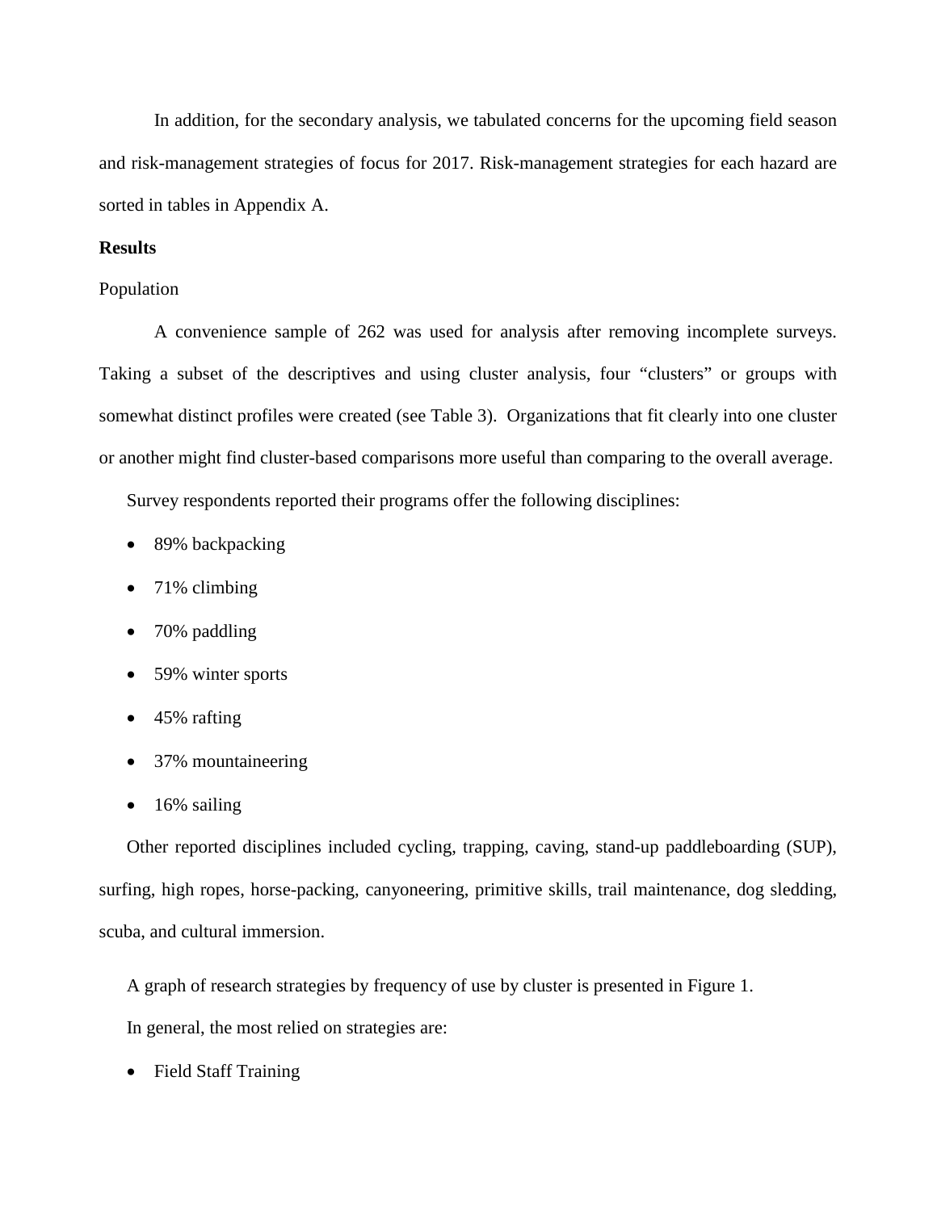In addition, for the secondary analysis, we tabulated concerns for the upcoming field season and risk-management strategies of focus for 2017. Risk-management strategies for each hazard are sorted in tables in Appendix A.

**Results**

Population

A convenience sample of 262 was used for analysis after removing incomplete surveys. Taking a subset of the descriptives and using cluster analysis, four "clusters" or groups with somewhat distinct profiles were created (see Table 3). Organizations that fit clearly into one cluster or another might find cluster-based comparisons more useful than comparing to the overall average.

Survey respondents reported their programs offer the following disciplines:

- 89% backpacking
- 71% climbing
- 70% paddling
- 59% winter sports
- 45% rafting
- 37% mountaineering
- 16% sailing

Other reported disciplines included cycling, trapping, caving, stand-up paddleboarding (SUP), surfing, high ropes, horse-packing, canyoneering, primitive skills, trail maintenance, dog sledding, scuba, and cultural immersion.

A graph of research strategies by frequency of use by cluster is presented in Figure 1.

In general, the most relied on strategies are:

- Field Staff Training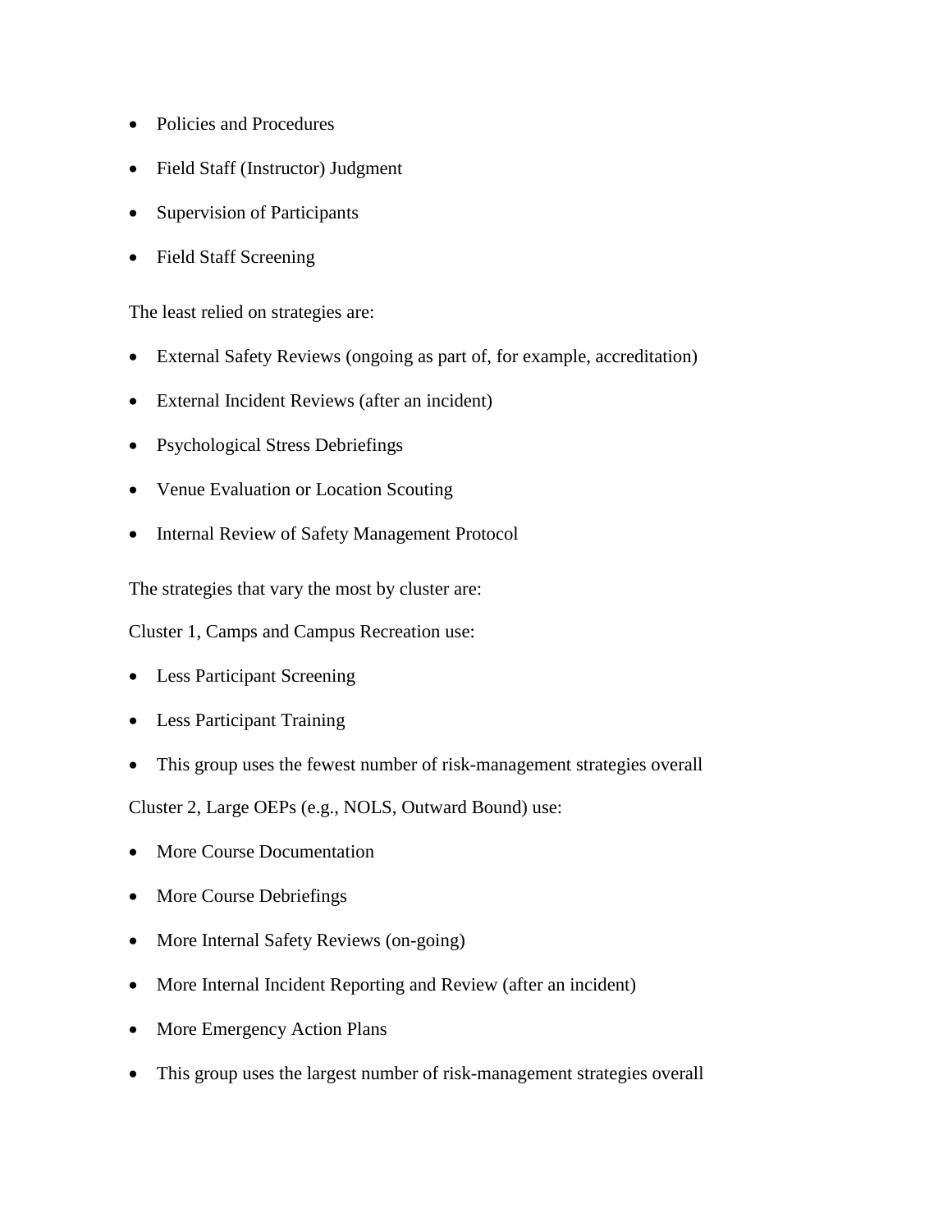- Policies and Procedures
- Field Staff (Instructor) Judgment
- Supervision of Participants
- Field Staff Screening

The least relied on strategies are:

- External Safety Reviews (ongoing as part of, for example, accreditation)
- External Incident Reviews (after an incident)
- Psychological Stress Debriefings
- Venue Evaluation or Location Scouting
- Internal Review of Safety Management Protocol

The strategies that vary the most by cluster are:

Cluster 1, Camps and Campus Recreation use:

- Less Participant Screening
- Less Participant Training
- This group uses the fewest number of risk-management strategies overall

Cluster 2, Large OEPs (e.g., NOLS, Outward Bound) use:

- More Course Documentation
- More Course Debriefings
- More Internal Safety Reviews (on-going)
- More Internal Incident Reporting and Review (after an incident)
- More Emergency Action Plans
- This group uses the largest number of risk-management strategies overall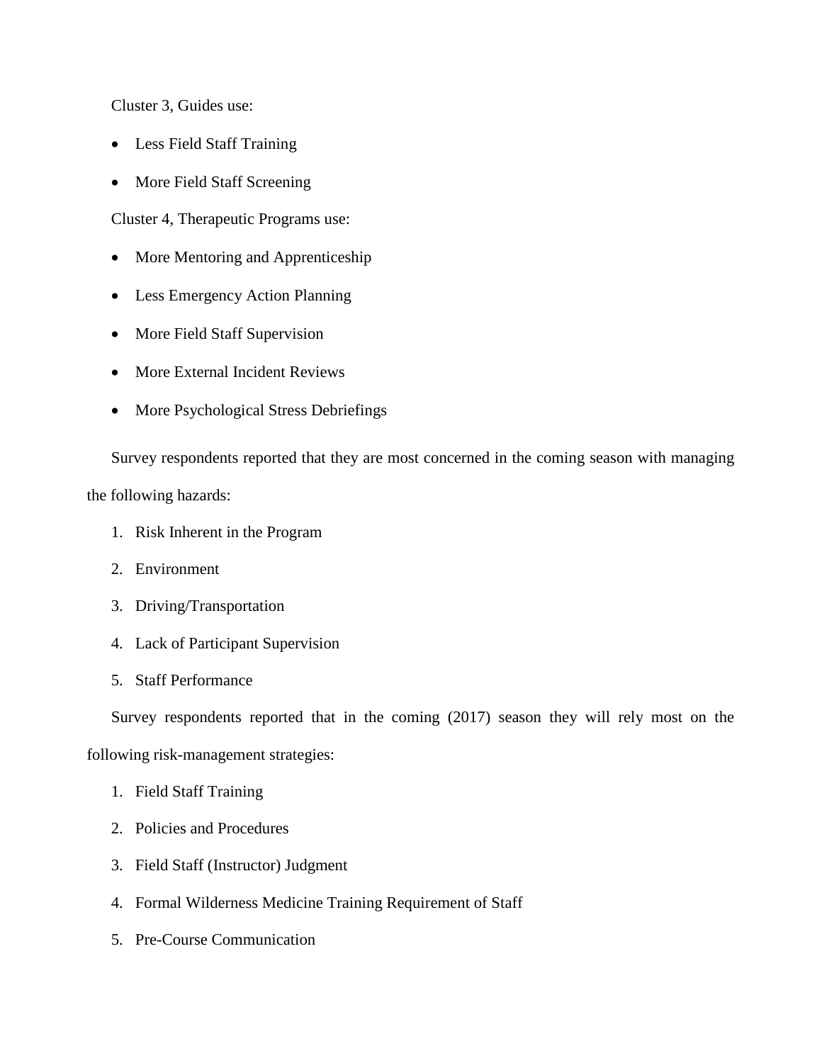Cluster 3, Guides use:

- Less Field Staff Training
- More Field Staff Screening

Cluster 4, Therapeutic Programs use:

- More Mentoring and Apprenticeship
- Less Emergency Action Planning
- More Field Staff Supervision
- More External Incident Reviews
- More Psychological Stress Debriefings

Survey respondents reported that they are most concerned in the coming season with managing the following hazards:

1. Risk Inherent in the Program
2. Environment
3. Driving/Transportation
4. Lack of Participant Supervision
5. Staff Performance

Survey respondents reported that in the coming (2017) season they will rely most on the following risk-management strategies:

1. Field Staff Training
2. Policies and Procedures
3. Field Staff (Instructor) Judgment
4. Formal Wilderness Medicine Training Requirement of Staff
5. Pre-Course Communication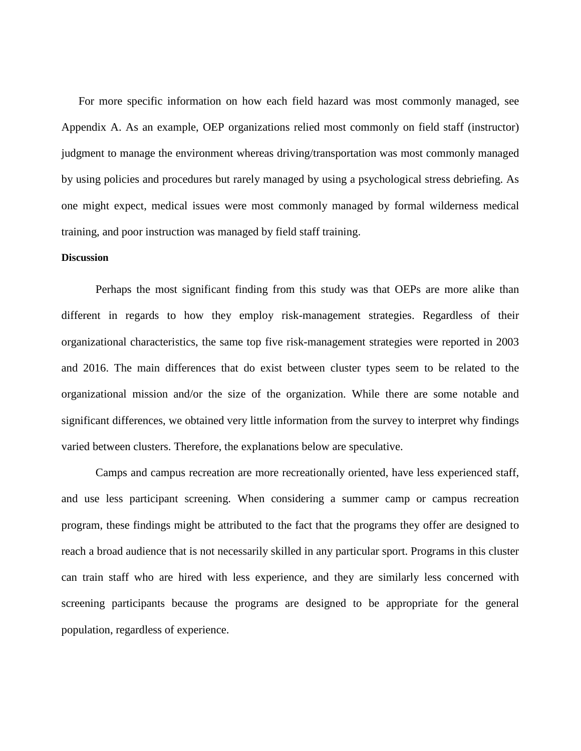For more specific information on how each field hazard was most commonly managed, see Appendix A. As an example, OEP organizations relied most commonly on field staff (instructor) judgment to manage the environment whereas driving/transportation was most commonly managed by using policies and procedures but rarely managed by using a psychological stress debriefing. As one might expect, medical issues were most commonly managed by formal wilderness medical training, and poor instruction was managed by field staff training.

**Discussion**

Perhaps the most significant finding from this study was that OEPs are more alike than different in regards to how they employ risk-management strategies. Regardless of their organizational characteristics, the same top five risk-management strategies were reported in 2003 and 2016. The main differences that do exist between cluster types seem to be related to the organizational mission and/or the size of the organization. While there are some notable and significant differences, we obtained very little information from the survey to interpret why findings varied between clusters. Therefore, the explanations below are speculative.

Camps and campus recreation are more recreationally oriented, have less experienced staff, and use less participant screening. When considering a summer camp or campus recreation program, these findings might be attributed to the fact that the programs they offer are designed to reach a broad audience that is not necessarily skilled in any particular sport. Programs in this cluster can train staff who are hired with less experience, and they are similarly less concerned with screening participants because the programs are designed to be appropriate for the general population, regardless of experience.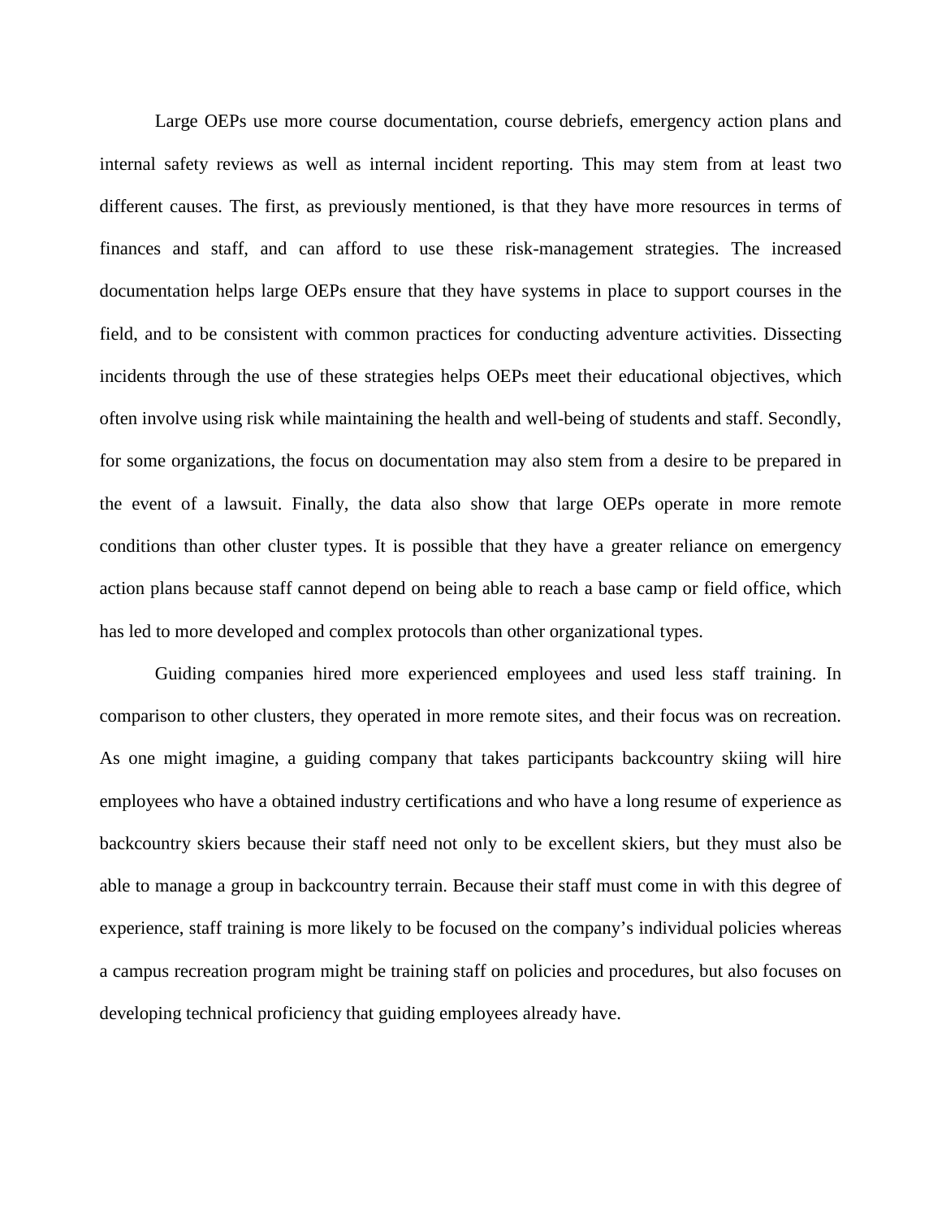Large OEPs use more course documentation, course debriefs, emergency action plans and internal safety reviews as well as internal incident reporting. This may stem from at least two different causes. The first, as previously mentioned, is that they have more resources in terms of finances and staff, and can afford to use these risk-management strategies. The increased documentation helps large OEPs ensure that they have systems in place to support courses in the field, and to be consistent with common practices for conducting adventure activities. Dissecting incidents through the use of these strategies helps OEPs meet their educational objectives, which often involve using risk while maintaining the health and well-being of students and staff. Secondly, for some organizations, the focus on documentation may also stem from a desire to be prepared in the event of a lawsuit. Finally, the data also show that large OEPs operate in more remote conditions than other cluster types. It is possible that they have a greater reliance on emergency action plans because staff cannot depend on being able to reach a base camp or field office, which has led to more developed and complex protocols than other organizational types.

Guiding companies hired more experienced employees and used less staff training. In comparison to other clusters, they operated in more remote sites, and their focus was on recreation. As one might imagine, a guiding company that takes participants backcountry skiing will hire employees who have a obtained industry certifications and who have a long resume of experience as backcountry skiers because their staff need not only to be excellent skiers, but they must also be able to manage a group in backcountry terrain. Because their staff must come in with this degree of experience, staff training is more likely to be focused on the company's individual policies whereas a campus recreation program might be training staff on policies and procedures, but also focuses on developing technical proficiency that guiding employees already have.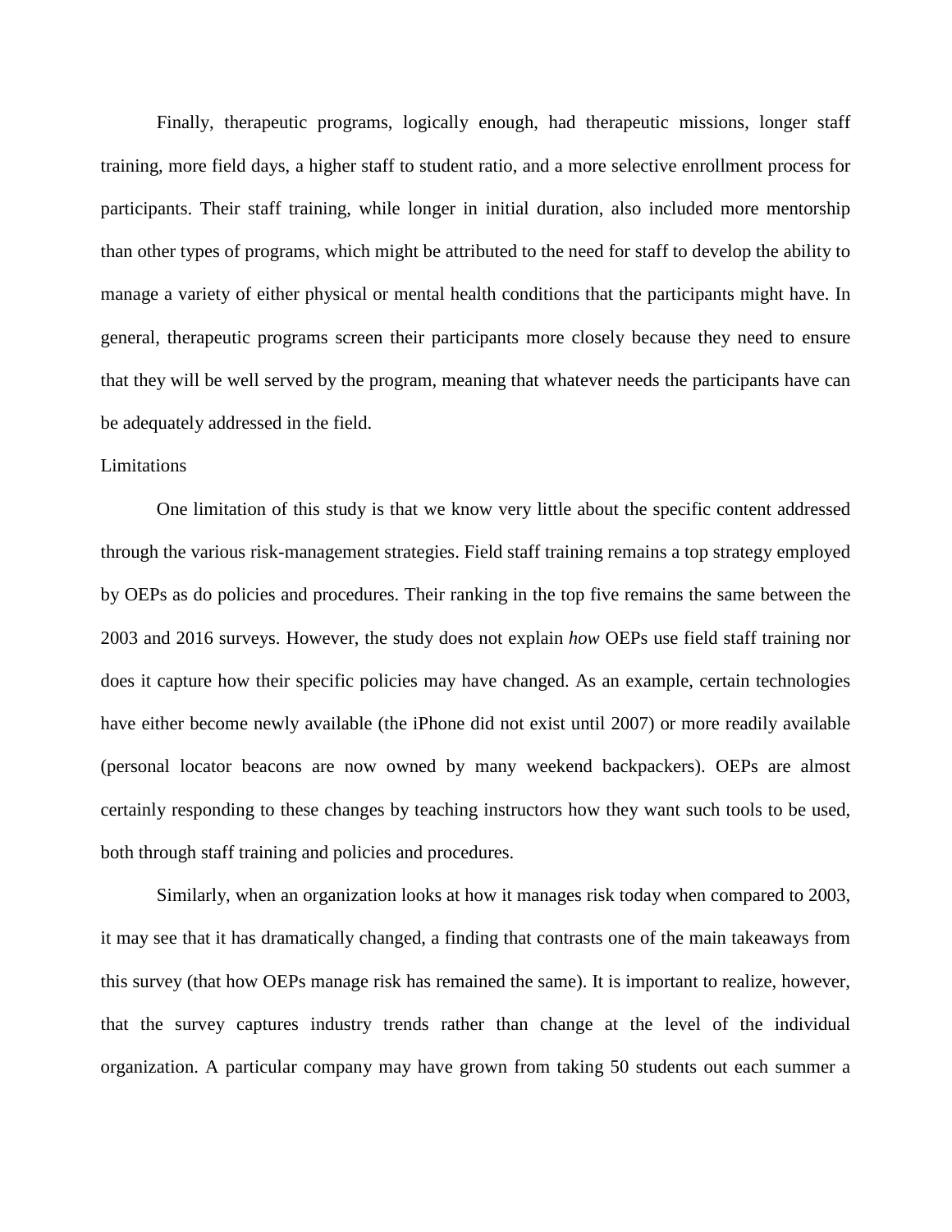Finally, therapeutic programs, logically enough, had therapeutic missions, longer staff training, more field days, a higher staff to student ratio, and a more selective enrollment process for participants. Their staff training, while longer in initial duration, also included more mentorship than other types of programs, which might be attributed to the need for staff to develop the ability to manage a variety of either physical or mental health conditions that the participants might have. In general, therapeutic programs screen their participants more closely because they need to ensure that they will be well served by the program, meaning that whatever needs the participants have can be adequately addressed in the field.

## Limitations

One limitation of this study is that we know very little about the specific content addressed through the various risk-management strategies. Field staff training remains a top strategy employed by OEPs as do policies and procedures. Their ranking in the top five remains the same between the 2003 and 2016 surveys. However, the study does not explain *how* OEPs use field staff training nor does it capture how their specific policies may have changed. As an example, certain technologies have either become newly available (the iPhone did not exist until 2007) or more readily available (personal locator beacons are now owned by many weekend backpackers). OEPs are almost certainly responding to these changes by teaching instructors how they want such tools to be used, both through staff training and policies and procedures.

Similarly, when an organization looks at how it manages risk today when compared to 2003, it may see that it has dramatically changed, a finding that contrasts one of the main takeaways from this survey (that how OEPs manage risk has remained the same). It is important to realize, however, that the survey captures industry trends rather than change at the level of the individual organization. A particular company may have grown from taking 50 students out each summer a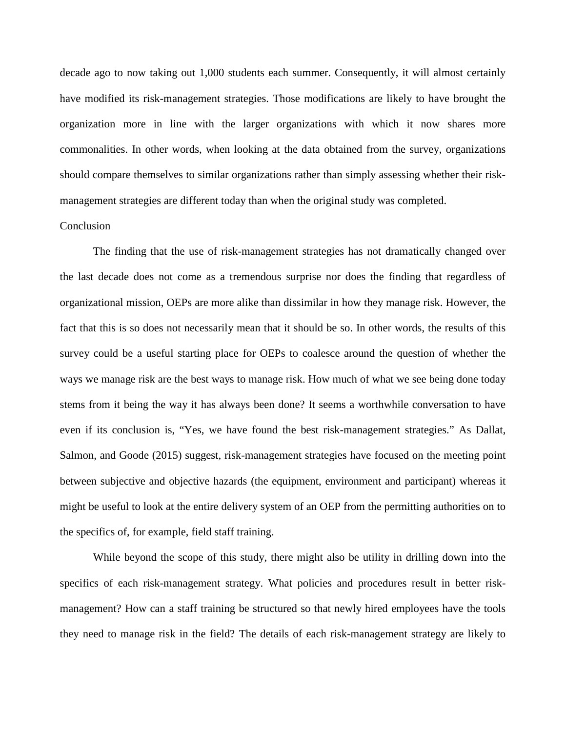decade ago to now taking out 1,000 students each summer. Consequently, it will almost certainly have modified its risk-management strategies. Those modifications are likely to have brought the organization more in line with the larger organizations with which it now shares more commonalities. In other words, when looking at the data obtained from the survey, organizations should compare themselves to similar organizations rather than simply assessing whether their risk-management strategies are different today than when the original study was completed.

## Conclusion

The finding that the use of risk-management strategies has not dramatically changed over the last decade does not come as a tremendous surprise nor does the finding that regardless of organizational mission, OEPs are more alike than dissimilar in how they manage risk. However, the fact that this is so does not necessarily mean that it should be so. In other words, the results of this survey could be a useful starting place for OEPs to coalesce around the question of whether the ways we manage risk are the best ways to manage risk. How much of what we see being done today stems from it being the way it has always been done? It seems a worthwhile conversation to have even if its conclusion is, "Yes, we have found the best risk-management strategies." As Dallat, Salmon, and Goode (2015) suggest, risk-management strategies have focused on the meeting point between subjective and objective hazards (the equipment, environment and participant) whereas it might be useful to look at the entire delivery system of an OEP from the permitting authorities on to the specifics of, for example, field staff training.

While beyond the scope of this study, there might also be utility in drilling down into the specifics of each risk-management strategy. What policies and procedures result in better risk-management? How can a staff training be structured so that newly hired employees have the tools they need to manage risk in the field? The details of each risk-management strategy are likely to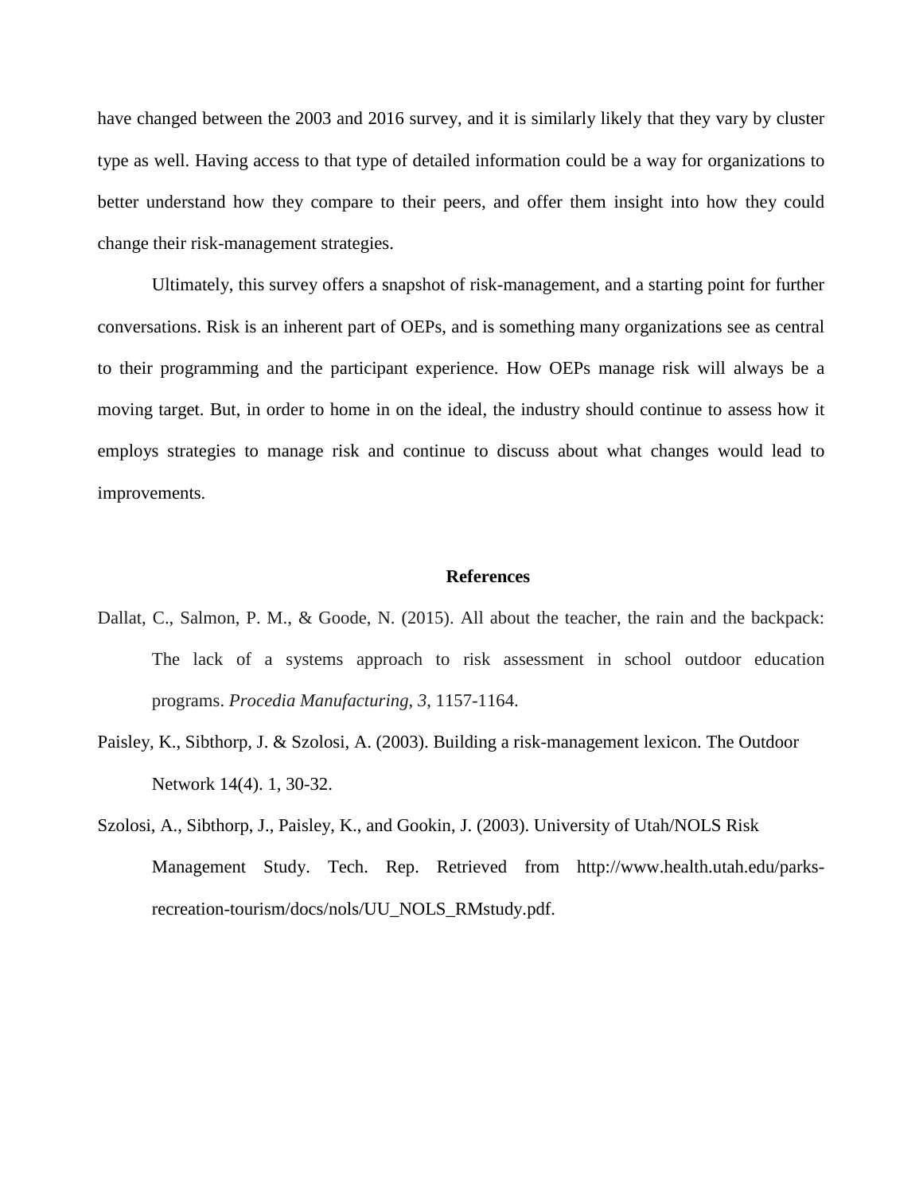have changed between the 2003 and 2016 survey, and it is similarly likely that they vary by cluster type as well. Having access to that type of detailed information could be a way for organizations to better understand how they compare to their peers, and offer them insight into how they could change their risk-management strategies.

Ultimately, this survey offers a snapshot of risk-management, and a starting point for further conversations. Risk is an inherent part of OEPs, and is something many organizations see as central to their programming and the participant experience. How OEPs manage risk will always be a moving target. But, in order to home in on the ideal, the industry should continue to assess how it employs strategies to manage risk and continue to discuss about what changes would lead to improvements.

## References

Dallat, C., Salmon, P. M., & Goode, N. (2015). All about the teacher, the rain and the backpack: The lack of a systems approach to risk assessment in school outdoor education programs. *Procedia Manufacturing*, *3*, 1157-1164.

Paisley, K., Sibthorp, J. & Szolosi, A. (2003). Building a risk-management lexicon. The Outdoor Network 14(4). 1, 30-32.

Szolosi, A., Sibthorp, J., Paisley, K., and Gookin, J. (2003). University of Utah/NOLS Risk Management Study. Tech. Rep. Retrieved from http://www.health.utah.edu/parks-recreation-tourism/docs/nols/UU_NOLS_RMstudy.pdf.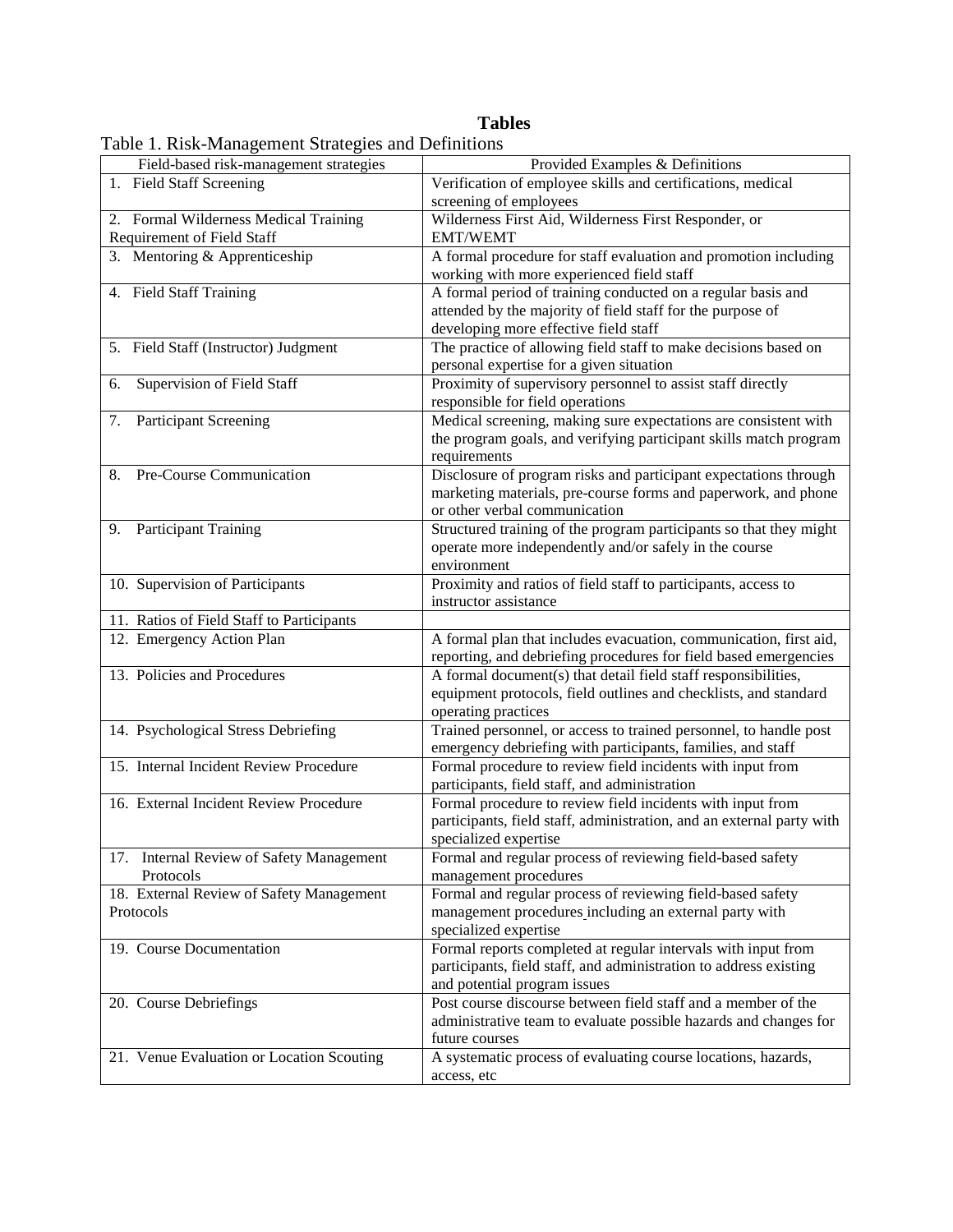# Tables

Table 1. Risk-Management Strategies and Definitions

| Field-based risk-management strategies | Provided Examples & Definitions |
|---|---|
| 1. Field Staff Screening | Verification of employee skills and certifications, medical screening of employees |
| 2. Formal Wilderness Medical Training Requirement of Field Staff | Wilderness First Aid, Wilderness First Responder, or EMT/WEMT |
| 3. Mentoring & Apprenticeship | A formal procedure for staff evaluation and promotion including working with more experienced field staff |
| 4. Field Staff Training | A formal period of training conducted on a regular basis and attended by the majority of field staff for the purpose of developing more effective field staff |
| 5. Field Staff (Instructor) Judgment | The practice of allowing field staff to make decisions based on personal expertise for a given situation |
| 6. Supervision of Field Staff | Proximity of supervisory personnel to assist staff directly responsible for field operations |
| 7. Participant Screening | Medical screening, making sure expectations are consistent with the program goals, and verifying participant skills match program requirements |
| 8. Pre-Course Communication | Disclosure of program risks and participant expectations through marketing materials, pre-course forms and paperwork, and phone or other verbal communication |
| 9. Participant Training | Structured training of the program participants so that they might operate more independently and/or safely in the course environment |
| 10. Supervision of Participants | Proximity and ratios of field staff to participants, access to instructor assistance |
| 11. Ratios of Field Staff to Participants | |
| 12. Emergency Action Plan | A formal plan that includes evacuation, communication, first aid, reporting, and debriefing procedures for field based emergencies |
| 13. Policies and Procedures | A formal document(s) that detail field staff responsibilities, equipment protocols, field outlines and checklists, and standard operating practices |
| 14. Psychological Stress Debriefing | Trained personnel, or access to trained personnel, to handle post emergency debriefing with participants, families, and staff |
| 15. Internal Incident Review Procedure | Formal procedure to review field incidents with input from participants, field staff, and administration |
| 16. External Incident Review Procedure | Formal procedure to review field incidents with input from participants, field staff, administration, and an external party with specialized expertise |
| 17. Internal Review of Safety Management Protocols | Formal and regular process of reviewing field-based safety management procedures |
| 18. External Review of Safety Management Protocols | Formal and regular process of reviewing field-based safety management procedures including an external party with specialized expertise |
| 19. Course Documentation | Formal reports completed at regular intervals with input from participants, field staff, and administration to address existing and potential program issues |
| 20. Course Debriefings | Post course discourse between field staff and a member of the administrative team to evaluate possible hazards and changes for future courses |
| 21. Venue Evaluation or Location Scouting | A systematic process of evaluating course locations, hazards, access, etc |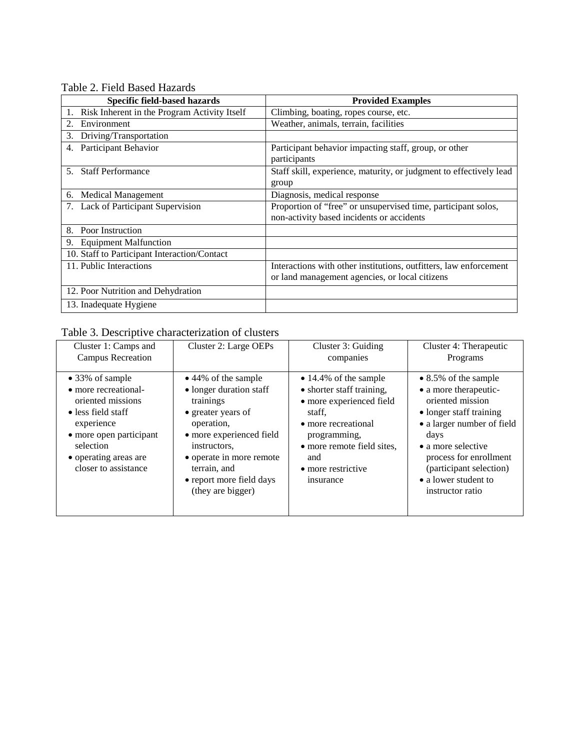Table 2. Field Based Hazards

| Specific field-based hazards | Provided Examples |
|---|---|
| 1. Risk Inherent in the Program Activity Itself | Climbing, boating, ropes course, etc. |
| 2. Environment | Weather, animals, terrain, facilities |
| 3. Driving/Transportation | |
| 4. Participant Behavior | Participant behavior impacting staff, group, or other participants |
| 5. Staff Performance | Staff skill, experience, maturity, or judgment to effectively lead group |
| 6. Medical Management | Diagnosis, medical response |
| 7. Lack of Participant Supervision | Proportion of "free" or unsupervised time, participant solos, non-activity based incidents or accidents |
| 8. Poor Instruction | |
| 9. Equipment Malfunction | |
| 10. Staff to Participant Interaction/Contact | |
| 11. Public Interactions | Interactions with other institutions, outfitters, law enforcement or land management agencies, or local citizens |
| 12. Poor Nutrition and Dehydration | |
| 13. Inadequate Hygiene | |

Table 3. Descriptive characterization of clusters

| Cluster 1: Camps and Campus Recreation | Cluster 2: Large OEPs | Cluster 3: Guiding companies | Cluster 4: Therapeutic Programs |
|---|---|---|---|
| • 33% of sample<br>• more recreational-oriented missions<br>• less field staff experience<br>• more open participant selection<br>• operating areas are closer to assistance | • 44% of the sample<br>• longer duration staff trainings<br>• greater years of operation,<br>• more experienced field instructors,<br>• operate in more remote terrain, and<br>• report more field days (they are bigger) | • 14.4% of the sample<br>• shorter staff training,<br>• more experienced field staff,<br>• more recreational programming,<br>• more remote field sites, and<br>• more restrictive insurance | • 8.5% of the sample<br>• a more therapeutic-oriented mission<br>• longer staff training<br>• a larger number of field days<br>• a more selective process for enrollment (participant selection)<br>• a lower student to instructor ratio |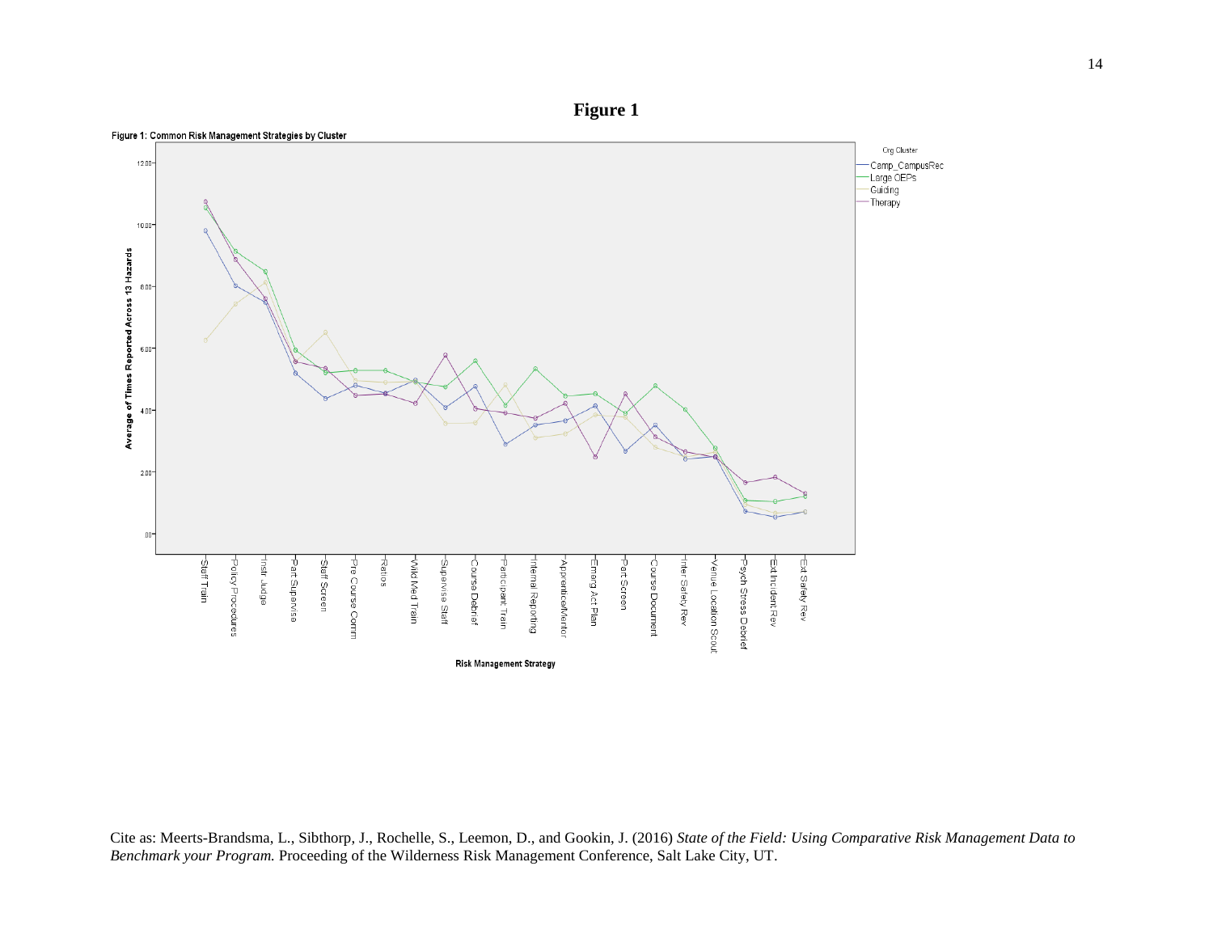**Figure 1**

Figure 1: Common Risk Management Strategies by Cluster

Org Cluster: Camp_CampusRec, Large OEPs, Guiding, Therapy

Average of Times Reported Across 13 Hazards

Risk Management Strategy: Staff Train, Policy Procedures, Instr Judge, Part Supervise, Staff Screen, Pre Course Comm, Ratios, Wild Med Train, Supervise Staff, Course Debrief, Participant Train, Internal Reporting, Apprentice/Mentor, Emerg Act Plan, Part Screen, Course Document, Inter Safety Rev, Venue Location Scout, Psych Stress Debrief, Ext Incident Rev, Ext Safety Rev

Cite as: Meerts-Brandsma, L., Sibthorp, J., Rochelle, S., Leemon, D., and Gookin, J. (2016) *State of the Field: Using Comparative Risk Management Data to Benchmark your Program.* Proceeding of the Wilderness Risk Management Conference, Salt Lake City, UT.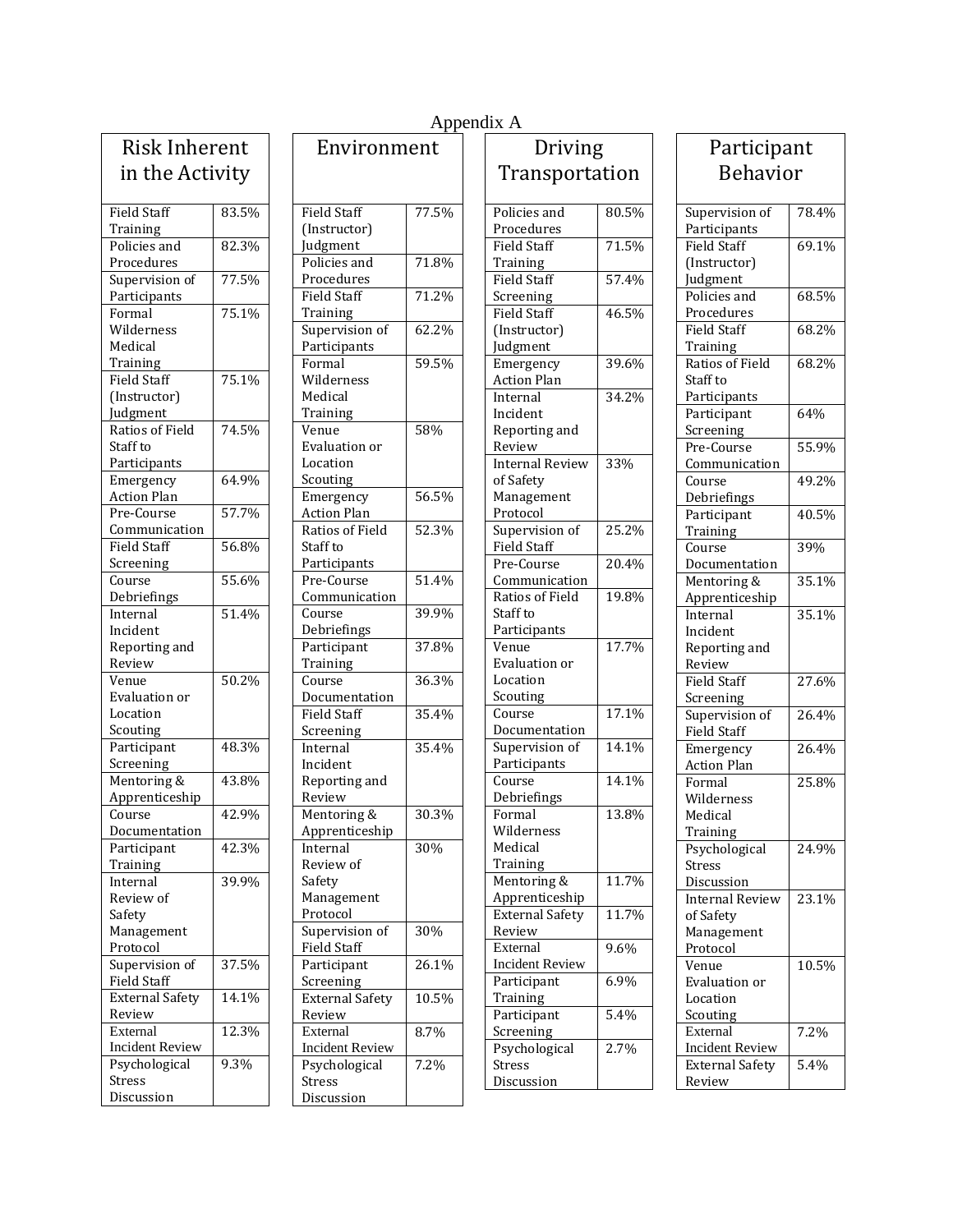# Appendix A

| Risk Inherent in the Activity | |
|---|---|
| Field Staff Training | 83.5% |
| Policies and Procedures | 82.3% |
| Supervision of Participants | 77.5% |
| Formal Wilderness Medical Training | 75.1% |
| Field Staff (Instructor) Judgment | 75.1% |
| Ratios of Field Staff to Participants | 74.5% |
| Emergency Action Plan | 64.9% |
| Pre-Course Communication | 57.7% |
| Field Staff Screening | 56.8% |
| Course Debriefings | 55.6% |
| Internal Incident Reporting and Review | 51.4% |
| Venue Evaluation or Location Scouting | 50.2% |
| Participant Screening | 48.3% |
| Mentoring & Apprenticeship | 43.8% |
| Course Documentation | 42.9% |
| Participant Training | 42.3% |
| Internal Review of Safety Management Protocol | 39.9% |
| Supervision of Field Staff | 37.5% |
| External Safety Review | 14.1% |
| External Incident Review | 12.3% |
| Psychological Stress Discussion | 9.3% |

| Environment | |
|---|---|
| Field Staff (Instructor) Judgment | 77.5% |
| Policies and Procedures | 71.8% |
| Field Staff Training | 71.2% |
| Supervision of Participants | 62.2% |
| Formal Wilderness Medical Training | 59.5% |
| Venue Evaluation or Location Scouting | 58% |
| Emergency Action Plan | 56.5% |
| Ratios of Field Staff to Participants | 52.3% |
| Pre-Course Communication | 51.4% |
| Course Debriefings | 39.9% |
| Participant Training | 37.8% |
| Course Documentation | 36.3% |
| Field Staff Screening | 35.4% |
| Internal Incident Reporting and Review | 35.4% |
| Mentoring & Apprenticeship | 30.3% |
| Internal Review of Safety Management Protocol | 30% |
| Supervision of Field Staff | 30% |
| Participant Screening | 26.1% |
| External Safety Review | 10.5% |
| External Incident Review | 8.7% |
| Psychological Stress Discussion | 7.2% |

| Driving Transportation | |
|---|---|
| Policies and Procedures | 80.5% |
| Field Staff Training | 71.5% |
| Field Staff Screening | 57.4% |
| Field Staff (Instructor) Judgment | 46.5% |
| Emergency Action Plan | 39.6% |
| Internal Incident Reporting and Review | 34.2% |
| Internal Review of Safety Management Protocol | 33% |
| Supervision of Field Staff | 25.2% |
| Pre-Course Communication | 20.4% |
| Ratios of Field Staff to Participants | 19.8% |
| Venue Evaluation or Location Scouting | 17.7% |
| Course Documentation | 17.1% |
| Supervision of Participants | 14.1% |
| Course Debriefings | 14.1% |
| Formal Wilderness Medical Training | 13.8% |
| Mentoring & Apprenticeship | 11.7% |
| External Safety Review | 11.7% |
| External Incident Review | 9.6% |
| Participant Training | 6.9% |
| Participant Screening | 5.4% |
| Psychological Stress Discussion | 2.7% |

| Participant Behavior | |
|---|---|
| Supervision of Participants | 78.4% |
| Field Staff (Instructor) Judgment | 69.1% |
| Policies and Procedures | 68.5% |
| Field Staff Training | 68.2% |
| Ratios of Field Staff to Participants | 68.2% |
| Participant Screening | 64% |
| Pre-Course Communication | 55.9% |
| Course Debriefings | 49.2% |
| Participant Training | 40.5% |
| Course Documentation | 39% |
| Mentoring & Apprenticeship | 35.1% |
| Internal Incident Reporting and Review | 35.1% |
| Field Staff Screening | 27.6% |
| Supervision of Field Staff | 26.4% |
| Emergency Action Plan | 26.4% |
| Formal Wilderness Medical Training | 25.8% |
| Psychological Stress Discussion | 24.9% |
| Internal Review of Safety Management Protocol | 23.1% |
| Venue Evaluation or Location Scouting | 10.5% |
| External Incident Review | 7.2% |
| External Safety Review | 5.4% |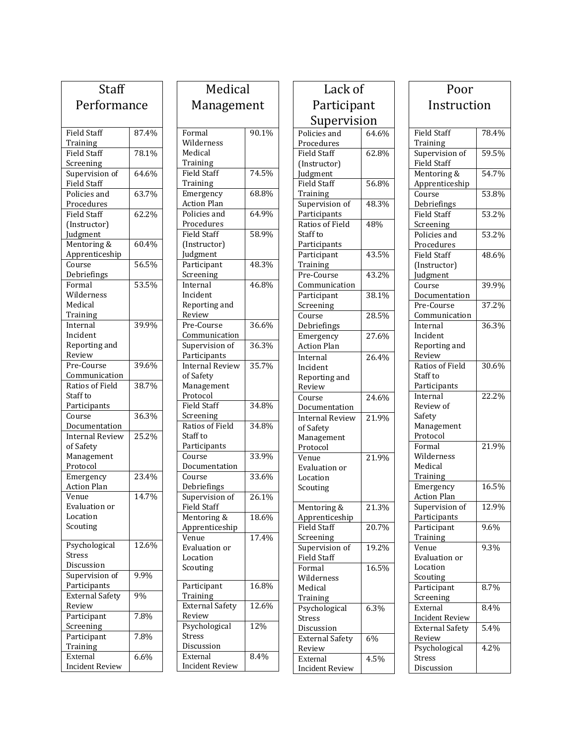| Staff Performance | |
|---|---|
| Field Staff Training | 87.4% |
| Field Staff Screening | 78.1% |
| Supervision of Field Staff | 64.6% |
| Policies and Procedures | 63.7% |
| Field Staff (Instructor) Judgment | 62.2% |
| Mentoring & Apprenticeship | 60.4% |
| Course Debriefings | 56.5% |
| Formal Wilderness Medical Training | 53.5% |
| Internal Incident Reporting and Review | 39.9% |
| Pre-Course Communication | 39.6% |
| Ratios of Field Staff to Participants | 38.7% |
| Course Documentation | 36.3% |
| Internal Review of Safety Management Protocol | 25.2% |
| Emergency Action Plan | 23.4% |
| Venue Evaluation or Location Scouting | 14.7% |
| Psychological Stress Discussion | 12.6% |
| Supervision of Participants | 9.9% |
| External Safety Review | 9% |
| Participant Screening | 7.8% |
| Participant Training | 7.8% |
| External Incident Review | 6.6% |

| Medical Management | |
|---|---|
| Formal Wilderness Medical Training | 90.1% |
| Field Staff Training | 74.5% |
| Emergency Action Plan | 68.8% |
| Policies and Procedures | 64.9% |
| Field Staff (Instructor) Judgment | 58.9% |
| Participant Screening | 48.3% |
| Internal Incident Reporting and Review | 46.8% |
| Pre-Course Communication | 36.6% |
| Supervision of Participants | 36.3% |
| Internal Review of Safety Management Protocol | 35.7% |
| Field Staff Screening | 34.8% |
| Ratios of Field Staff to Participants | 34.8% |
| Course Documentation | 33.9% |
| Course Debriefings | 33.6% |
| Supervision of Field Staff | 26.1% |
| Mentoring & Apprenticeship | 18.6% |
| Venue Evaluation or Location Scouting | 17.4% |
| Participant Training | 16.8% |
| External Safety Review | 12.6% |
| Psychological Stress Discussion | 12% |
| External Incident Review | 8.4% |

| Lack of Participant Supervision | |
|---|---|
| Policies and Procedures | 64.6% |
| Field Staff (Instructor) Judgment | 62.8% |
| Field Staff Training | 56.8% |
| Supervision of Participants | 48.3% |
| Ratios of Field Staff to Participants | 48% |
| Participant Training | 43.5% |
| Pre-Course Communication | 43.2% |
| Participant Screening | 38.1% |
| Course Debriefings | 28.5% |
| Emergency Action Plan | 27.6% |
| Internal Incident Reporting and Review | 26.4% |
| Course Documentation | 24.6% |
| Internal Review of Safety Management Protocol | 21.9% |
| Venue Evaluation or Location Scouting | 21.9% |
| Mentoring & Apprenticeship | 21.3% |
| Field Staff Screening | 20.7% |
| Supervision of Field Staff | 19.2% |
| Formal Wilderness Medical Training | 16.5% |
| Psychological Stress Discussion | 6.3% |
| External Safety Review | 6% |
| External Incident Review | 4.5% |

| Poor Instruction | |
|---|---|
| Field Staff Training | 78.4% |
| Supervision of Field Staff | 59.5% |
| Mentoring & Apprenticeship | 54.7% |
| Course Debriefings | 53.8% |
| Field Staff Screening | 53.2% |
| Policies and Procedures | 53.2% |
| Field Staff (Instructor) Judgment | 48.6% |
| Course Documentation | 39.9% |
| Pre-Course Communication | 37.2% |
| Internal Incident Reporting and Review | 36.3% |
| Ratios of Field Staff to Participants | 30.6% |
| Internal Review of Safety Management Protocol | 22.2% |
| Formal Wilderness Medical Training | 21.9% |
| Emergency Action Plan | 16.5% |
| Supervision of Participants | 12.9% |
| Participant Training | 9.6% |
| Venue Evaluation or Location Scouting | 9.3% |
| Participant Screening | 8.7% |
| External Incident Review | 8.4% |
| External Safety Review | 5.4% |
| Psychological Stress Discussion | 4.2% |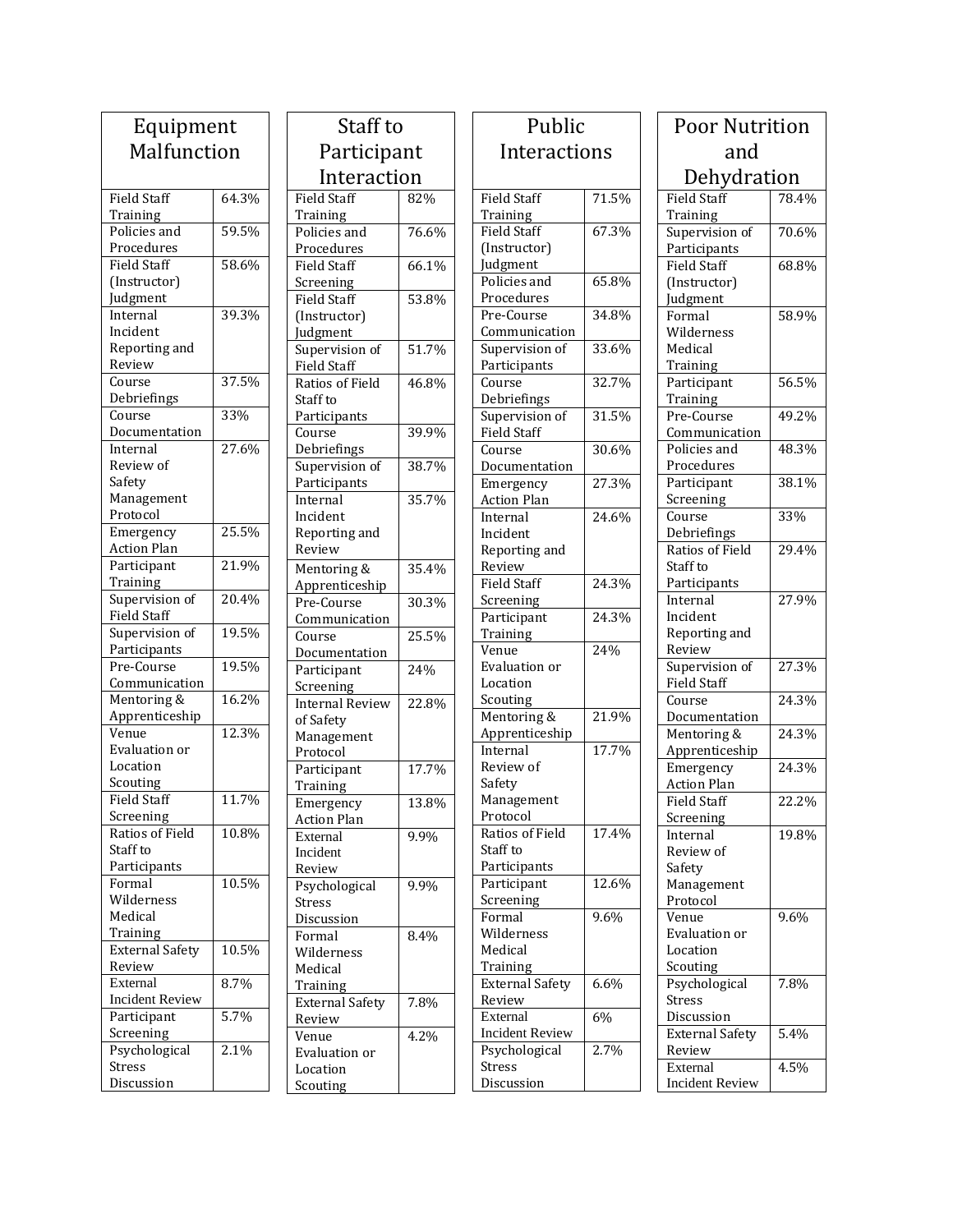| Equipment Malfunction | |
|---|---|
| Field Staff Training | 64.3% |
| Policies and Procedures | 59.5% |
| Field Staff (Instructor) Judgment | 58.6% |
| Internal Incident Reporting and Review | 39.3% |
| Course Debriefings | 37.5% |
| Course Documentation | 33% |
| Internal Review of Safety Management Protocol | 27.6% |
| Emergency Action Plan | 25.5% |
| Participant Training | 21.9% |
| Supervision of Field Staff | 20.4% |
| Supervision of Participants | 19.5% |
| Pre-Course Communication | 19.5% |
| Mentoring & Apprenticeship | 16.2% |
| Venue Evaluation or Location Scouting | 12.3% |
| Field Staff Screening | 11.7% |
| Ratios of Field Staff to Participants | 10.8% |
| Formal Wilderness Medical Training | 10.5% |
| External Safety Review | 10.5% |
| External Incident Review | 8.7% |
| Participant Screening | 5.7% |
| Psychological Stress Discussion | 2.1% |

| Staff to Participant Interaction | |
|---|---|
| Field Staff Training | 82% |
| Policies and Procedures | 76.6% |
| Field Staff Screening | 66.1% |
| Field Staff (Instructor) Judgment | 53.8% |
| Supervision of Field Staff | 51.7% |
| Ratios of Field Staff to Participants | 46.8% |
| Course Debriefings | 39.9% |
| Supervision of Participants | 38.7% |
| Internal Incident Reporting and Review | 35.7% |
| Mentoring & Apprenticeship | 35.4% |
| Pre-Course Communication | 30.3% |
| Course Documentation | 25.5% |
| Participant Screening | 24% |
| Internal Review of Safety Management Protocol | 22.8% |
| Participant Training | 17.7% |
| Emergency Action Plan | 13.8% |
| External Incident Review | 9.9% |
| Psychological Stress Discussion | 9.9% |
| Formal Wilderness Medical Training | 8.4% |
| External Safety Review | 7.8% |
| Venue Evaluation or Location Scouting | 4.2% |

| Public Interactions | |
|---|---|
| Field Staff Training | 71.5% |
| Field Staff (Instructor) Judgment | 67.3% |
| Policies and Procedures | 65.8% |
| Pre-Course Communication | 34.8% |
| Supervision of Participants | 33.6% |
| Course Debriefings | 32.7% |
| Supervision of Field Staff | 31.5% |
| Course Documentation | 30.6% |
| Emergency Action Plan | 27.3% |
| Internal Incident Reporting and Review | 24.6% |
| Field Staff Screening | 24.3% |
| Participant Training | 24.3% |
| Venue Evaluation or Location Scouting | 24% |
| Mentoring & Apprenticeship | 21.9% |
| Internal Review of Safety Management Protocol | 17.7% |
| Ratios of Field Staff to Participants | 17.4% |
| Participant Screening | 12.6% |
| Formal Wilderness Medical Training | 9.6% |
| External Safety Review | 6.6% |
| External Incident Review | 6% |
| Psychological Stress Discussion | 2.7% |

| Poor Nutrition and Dehydration | |
|---|---|
| Field Staff Training | 78.4% |
| Supervision of Participants | 70.6% |
| Field Staff (Instructor) Judgment | 68.8% |
| Formal Wilderness Medical Training | 58.9% |
| Participant Training | 56.5% |
| Pre-Course Communication | 49.2% |
| Policies and Procedures | 48.3% |
| Participant Screening | 38.1% |
| Course Debriefings | 33% |
| Ratios of Field Staff to Participants | 29.4% |
| Internal Incident Reporting and Review | 27.9% |
| Supervision of Field Staff | 27.3% |
| Course Documentation | 24.3% |
| Mentoring & Apprenticeship | 24.3% |
| Emergency Action Plan | 24.3% |
| Field Staff Screening | 22.2% |
| Internal Review of Safety Management Protocol | 19.8% |
| Venue Evaluation or Location Scouting | 9.6% |
| Psychological Stress Discussion | 7.8% |
| External Safety Review | 5.4% |
| External Incident Review | 4.5% |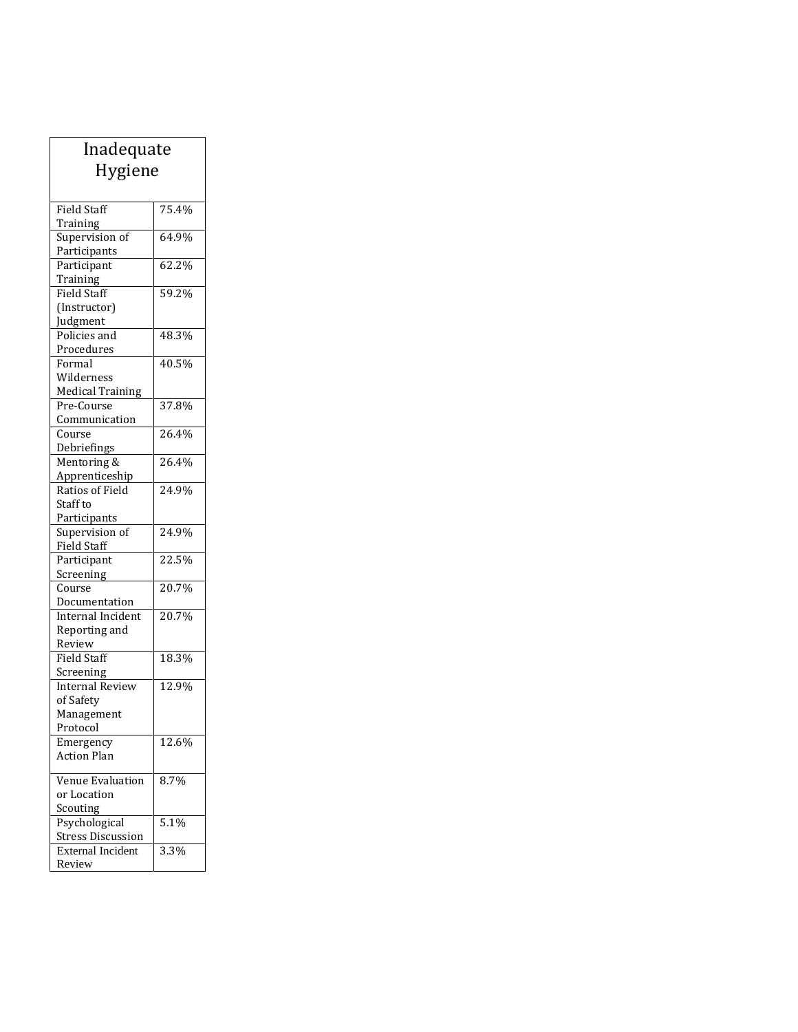| Inadequate Hygiene | |
|---|---|
| Field Staff Training | 75.4% |
| Supervision of Participants | 64.9% |
| Participant Training | 62.2% |
| Field Staff (Instructor) Judgment | 59.2% |
| Policies and Procedures | 48.3% |
| Formal Wilderness Medical Training | 40.5% |
| Pre-Course Communication | 37.8% |
| Course Debriefings | 26.4% |
| Mentoring & Apprenticeship | 26.4% |
| Ratios of Field Staff to Participants | 24.9% |
| Supervision of Field Staff | 24.9% |
| Participant Screening | 22.5% |
| Course Documentation | 20.7% |
| Internal Incident Reporting and Review | 20.7% |
| Field Staff Screening | 18.3% |
| Internal Review of Safety Management Protocol | 12.9% |
| Emergency Action Plan | 12.6% |
| Venue Evaluation or Location Scouting | 8.7% |
| Psychological Stress Discussion | 5.1% |
| External Incident Review | 3.3% |